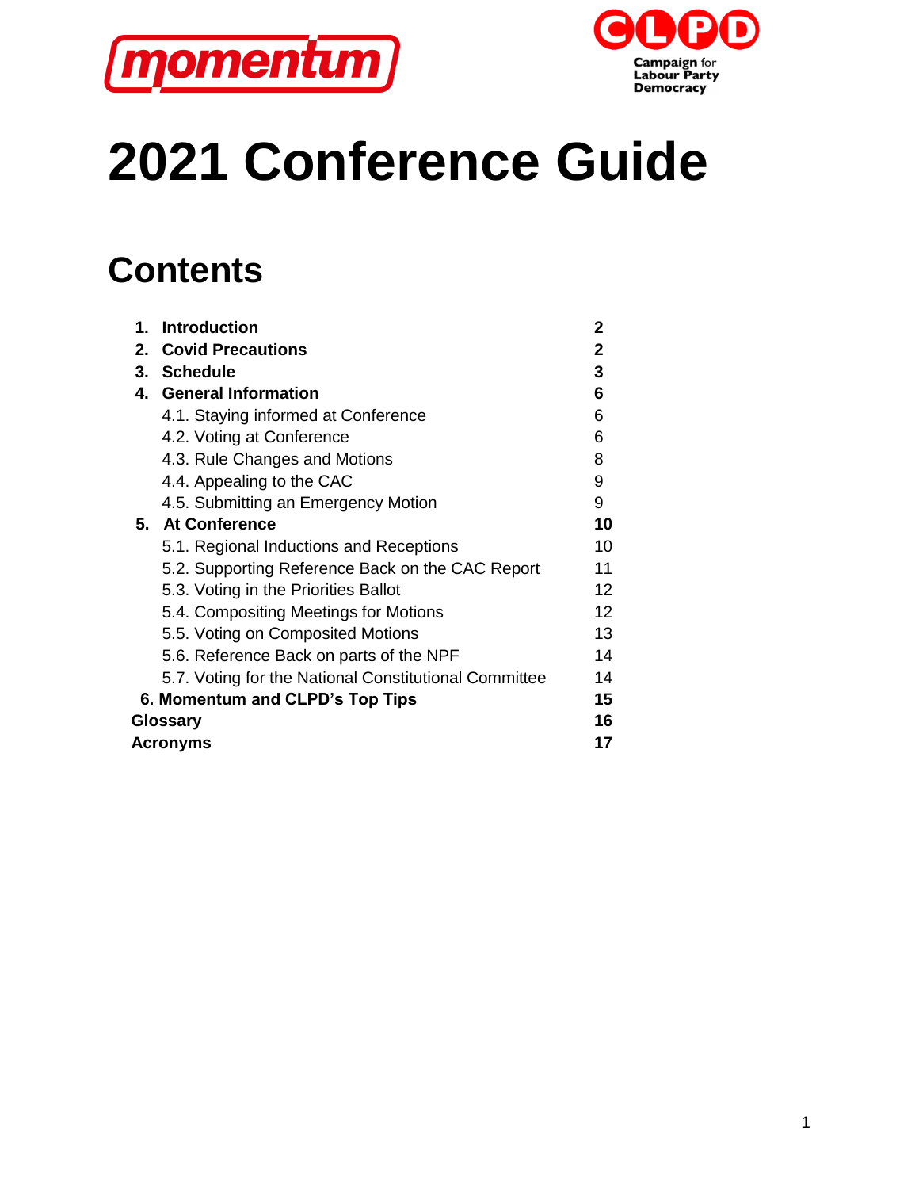momentum

CLPD Campaign for Labour Party Democracy

# 2021 Conference Guide

## Contents

| | |
|---|---|
| **1. Introduction** | **2** |
| **2. Covid Precautions** | **2** |
| **3. Schedule** | **3** |
| **4. General Information** | **6** |
| 4.1. Staying informed at Conference | 6 |
| 4.2. Voting at Conference | 6 |
| 4.3. Rule Changes and Motions | 8 |
| 4.4. Appealing to the CAC | 9 |
| 4.5. Submitting an Emergency Motion | 9 |
| **5. At Conference** | **10** |
| 5.1. Regional Inductions and Receptions | 10 |
| 5.2. Supporting Reference Back on the CAC Report | 11 |
| 5.3. Voting in the Priorities Ballot | 12 |
| 5.4. Compositing Meetings for Motions | 12 |
| 5.5. Voting on Composited Motions | 13 |
| 5.6. Reference Back on parts of the NPF | 14 |
| 5.7. Voting for the National Constitutional Committee | 14 |
| **6. Momentum and CLPD's Top Tips** | **15** |
| **Glossary** | **16** |
| **Acronyms** | **17** |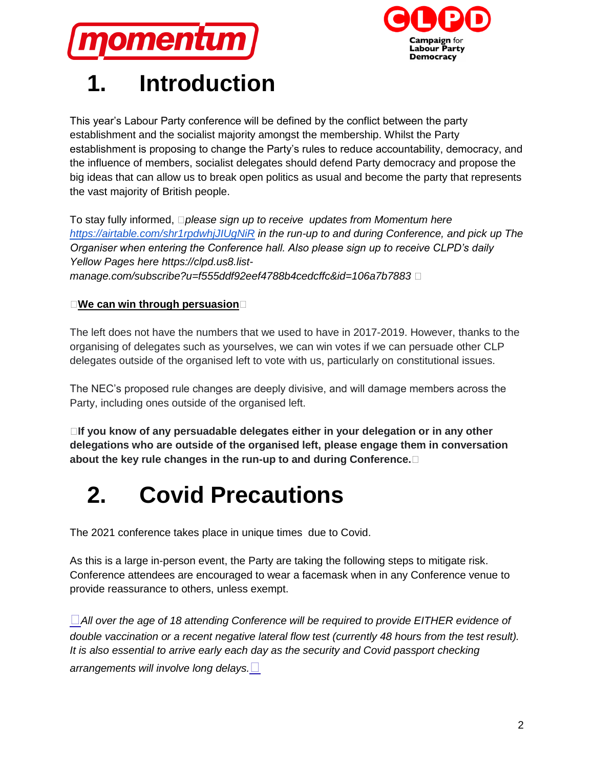# 1. Introduction

This year's Labour Party conference will be defined by the conflict between the party establishment and the socialist majority amongst the membership. Whilst the Party establishment is proposing to change the Party's rules to reduce accountability, democracy, and the influence of members, socialist delegates should defend Party democracy and propose the big ideas that can allow us to break open politics as usual and become the party that represents the vast majority of British people.

To stay fully informed, *please sign up to receive updates from Momentum here [https://airtable.com/shr1rpdwhjJIUgNiR](https://airtable.com/shr1rpdwhjJIUgNiR) in the run-up to and during Conference, and pick up The Organiser when entering the Conference hall. Also please sign up to receive CLPD's daily Yellow Pages here https://clpd.us8.list-manage.com/subscribe?u=f555ddf92eef4788b4cedcffc&id=106a7b7883*

**<u>We can win through persuasion</u>**

The left does not have the numbers that we used to have in 2017-2019. However, thanks to the organising of delegates such as yourselves, we can win votes if we can persuade other CLP delegates outside of the organised left to vote with us, particularly on constitutional issues.

The NEC's proposed rule changes are deeply divisive, and will damage members across the Party, including ones outside of the organised left.

**If you know of any persuadable delegates either in your delegation or in any other delegations who are outside of the organised left, please engage them in conversation about the key rule changes in the run-up to and during Conference.**

# 2. Covid Precautions

The 2021 conference takes place in unique times due to Covid.

As this is a large in-person event, the Party are taking the following steps to mitigate risk. Conference attendees are encouraged to wear a facemask when in any Conference venue to provide reassurance to others, unless exempt.

*All over the age of 18 attending Conference will be required to provide EITHER evidence of double vaccination or a recent negative lateral flow test (currently 48 hours from the test result). It is also essential to arrive early each day as the security and Covid passport checking arrangements will involve long delays.*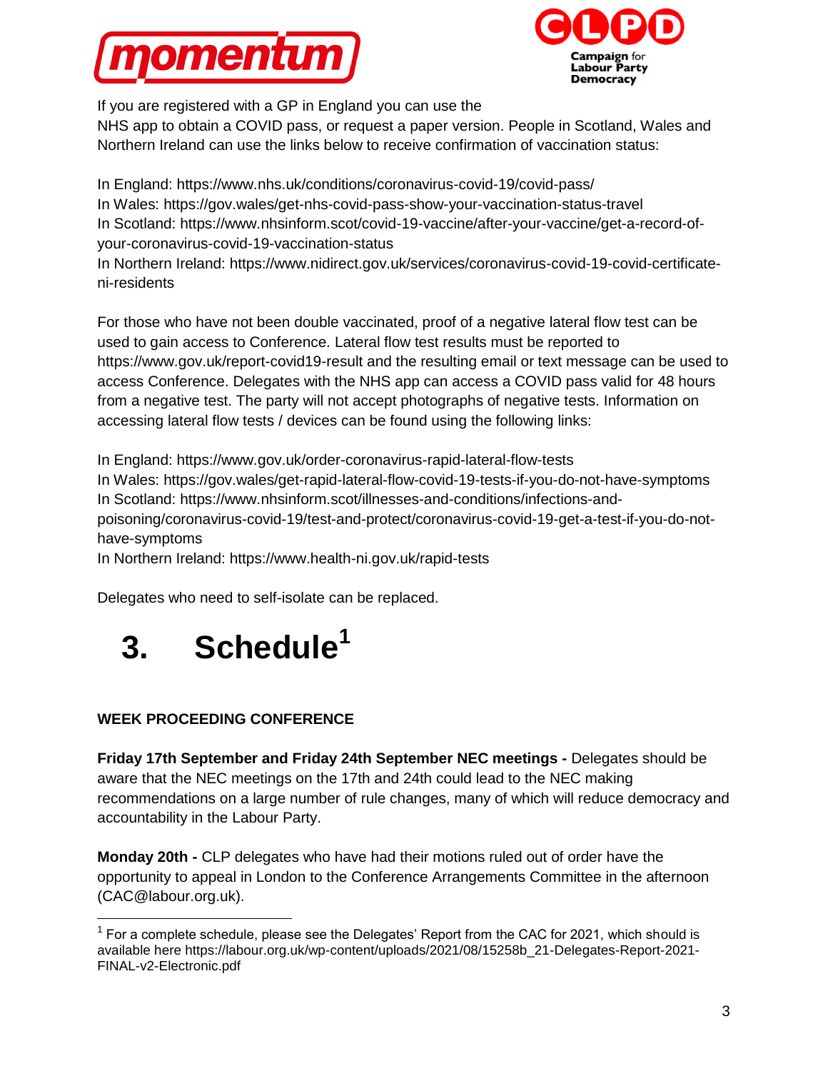If you are registered with a GP in England you can use the NHS app to obtain a COVID pass, or request a paper version. People in Scotland, Wales and Northern Ireland can use the links below to receive confirmation of vaccination status:

In England: https://www.nhs.uk/conditions/coronavirus-covid-19/covid-pass/
In Wales: https://gov.wales/get-nhs-covid-pass-show-your-vaccination-status-travel
In Scotland: https://www.nhsinform.scot/covid-19-vaccine/after-your-vaccine/get-a-record-of-your-coronavirus-covid-19-vaccination-status
In Northern Ireland: https://www.nidirect.gov.uk/services/coronavirus-covid-19-covid-certificate-ni-residents

For those who have not been double vaccinated, proof of a negative lateral flow test can be used to gain access to Conference. Lateral flow test results must be reported to https://www.gov.uk/report-covid19-result and the resulting email or text message can be used to access Conference. Delegates with the NHS app can access a COVID pass valid for 48 hours from a negative test. The party will not accept photographs of negative tests. Information on accessing lateral flow tests / devices can be found using the following links:

In England: https://www.gov.uk/order-coronavirus-rapid-lateral-flow-tests
In Wales: https://gov.wales/get-rapid-lateral-flow-covid-19-tests-if-you-do-not-have-symptoms
In Scotland: https://www.nhsinform.scot/illnesses-and-conditions/infections-and-poisoning/coronavirus-covid-19/test-and-protect/coronavirus-covid-19-get-a-test-if-you-do-not-have-symptoms
In Northern Ireland: https://www.health-ni.gov.uk/rapid-tests

Delegates who need to self-isolate can be replaced.

# 3. Schedule[1]

**WEEK PROCEEDING CONFERENCE**

**Friday 17th September and Friday 24th September NEC meetings -** Delegates should be aware that the NEC meetings on the 17th and 24th could lead to the NEC making recommendations on a large number of rule changes, many of which will reduce democracy and accountability in the Labour Party.

**Monday 20th -** CLP delegates who have had their motions ruled out of order have the opportunity to appeal in London to the Conference Arrangements Committee in the afternoon (CAC@labour.org.uk).

[1] For a complete schedule, please see the Delegates' Report from the CAC for 2021, which should is available here https://labour.org.uk/wp-content/uploads/2021/08/15258b_21-Delegates-Report-2021-FINAL-v2-Electronic.pdf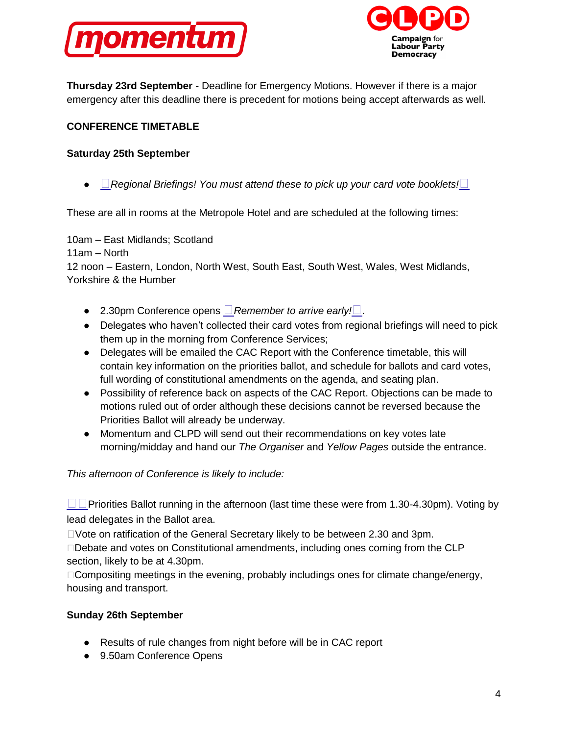**Thursday 23rd September -** Deadline for Emergency Motions. However if there is a major emergency after this deadline there is precedent for motions being accept afterwards as well.

**CONFERENCE TIMETABLE**

**Saturday 25th September**

- *Regional Briefings! You must attend these to pick up your card vote booklets!*

These are all in rooms at the Metropole Hotel and are scheduled at the following times:

10am – East Midlands; Scotland
11am – North
12 noon – Eastern, London, North West, South East, South West, Wales, West Midlands, Yorkshire & the Humber

- 2.30pm Conference opens *Remember to arrive early!*.
- Delegates who haven't collected their card votes from regional briefings will need to pick them up in the morning from Conference Services;
- Delegates will be emailed the CAC Report with the Conference timetable, this will contain key information on the priorities ballot, and schedule for ballots and card votes, full wording of constitutional amendments on the agenda, and seating plan.
- Possibility of reference back on aspects of the CAC Report. Objections can be made to motions ruled out of order although these decisions cannot be reversed because the Priorities Ballot will already be underway.
- Momentum and CLPD will send out their recommendations on key votes late morning/midday and hand our *The Organiser* and *Yellow Pages* outside the entrance.

*This afternoon of Conference is likely to include:*

Priorities Ballot running in the afternoon (last time these were from 1.30-4.30pm). Voting by lead delegates in the Ballot area.
Vote on ratification of the General Secretary likely to be between 2.30 and 3pm.
Debate and votes on Constitutional amendments, including ones coming from the CLP section, likely to be at 4.30pm.
Compositing meetings in the evening, probably includings ones for climate change/energy, housing and transport.

**Sunday 26th September**

- Results of rule changes from night before will be in CAC report
- 9.50am Conference Opens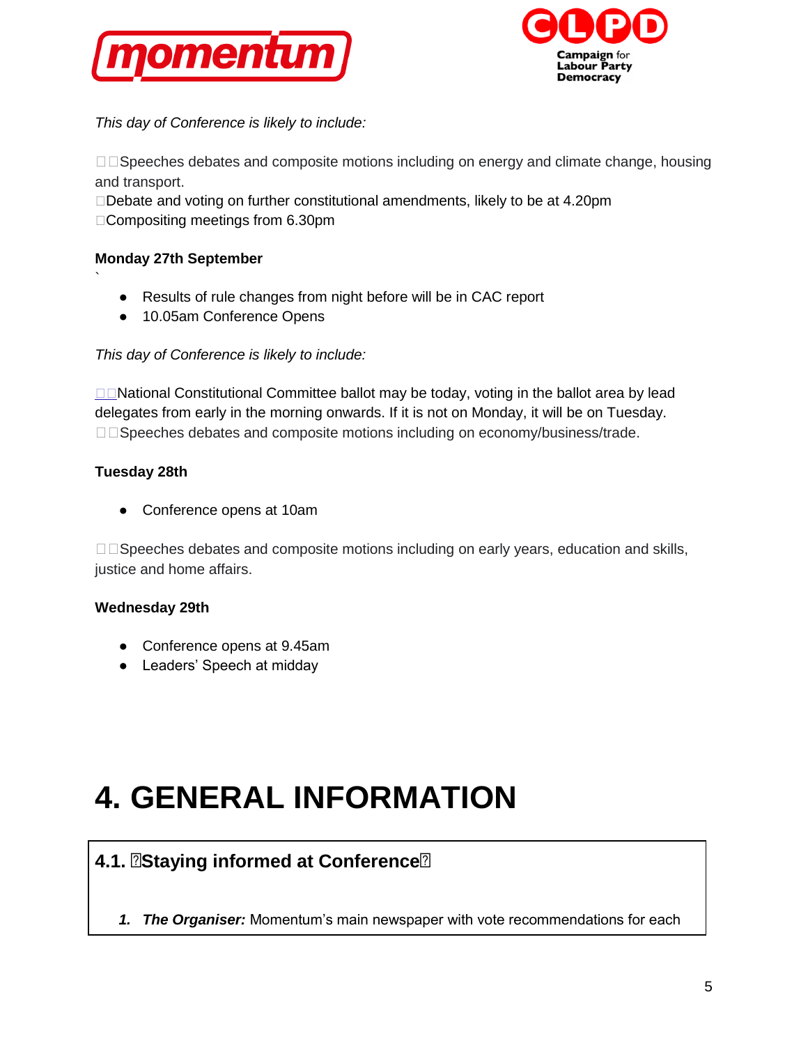*This day of Conference is likely to include:*

Speeches debates and composite motions including on energy and climate change, housing and transport.
Debate and voting on further constitutional amendments, likely to be at 4.20pm
Compositing meetings from 6.30pm

**Monday 27th September**

`

- Results of rule changes from night before will be in CAC report
- 10.05am Conference Opens

*This day of Conference is likely to include:*

National Constitutional Committee ballot may be today, voting in the ballot area by lead delegates from early in the morning onwards. If it is not on Monday, it will be on Tuesday.
Speeches debates and composite motions including on economy/business/trade.

**Tuesday 28th**

- Conference opens at 10am

Speeches debates and composite motions including on early years, education and skills, justice and home affairs.

**Wednesday 29th**

- Conference opens at 9.45am
- Leaders' Speech at midday

# 4. GENERAL INFORMATION

## 4.1. Staying informed at Conference

1. ***The Organiser:*** Momentum's main newspaper with vote recommendations for each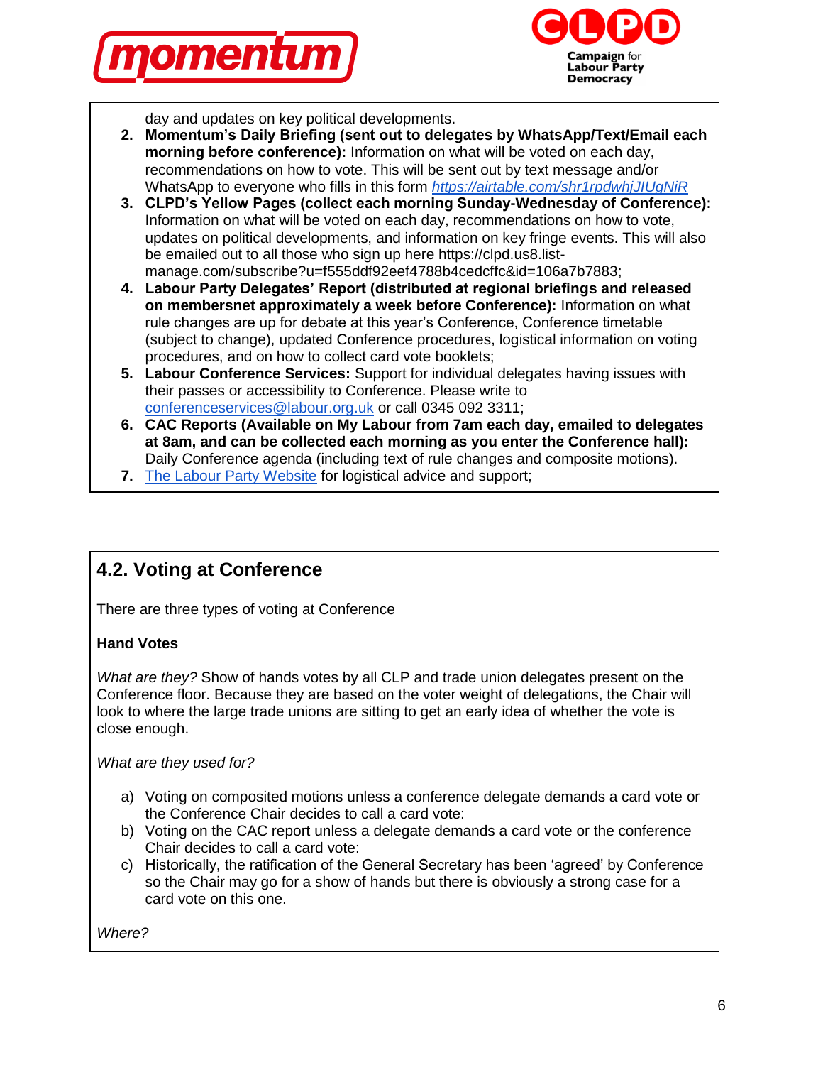day and updates on key political developments.

2. **Momentum's Daily Briefing (sent out to delegates by WhatsApp/Text/Email each morning before conference):** Information on what will be voted on each day, recommendations on how to vote. This will be sent out by text message and/or WhatsApp to everyone who fills in this form [https://airtable.com/shr1rpdwhjJIUgNiR](https://airtable.com/shr1rpdwhjJIUgNiR)
3. **CLPD's Yellow Pages (collect each morning Sunday-Wednesday of Conference):** Information on what will be voted on each day, recommendations on how to vote, updates on political developments, and information on key fringe events. This will also be emailed out to all those who sign up here https://clpd.us8.list-manage.com/subscribe?u=f555ddf92eef4788b4cedcffc&id=106a7b7883;
4. **Labour Party Delegates' Report (distributed at regional briefings and released on membersnet approximately a week before Conference):** Information on what rule changes are up for debate at this year's Conference, Conference timetable (subject to change), updated Conference procedures, logistical information on voting procedures, and on how to collect card vote booklets;
5. **Labour Conference Services:** Support for individual delegates having issues with their passes or accessibility to Conference. Please write to conferenceservices@labour.org.uk or call 0345 092 3311;
6. **CAC Reports (Available on My Labour from 7am each day, emailed to delegates at 8am, and can be collected each morning as you enter the Conference hall):** Daily Conference agenda (including text of rule changes and composite motions).
7. The Labour Party Website for logistical advice and support;

## 4.2. Voting at Conference

There are three types of voting at Conference

**Hand Votes**

*What are they?* Show of hands votes by all CLP and trade union delegates present on the Conference floor. Because they are based on the voter weight of delegations, the Chair will look to where the large trade unions are sitting to get an early idea of whether the vote is close enough.

*What are they used for?*

a) Voting on composited motions unless a conference delegate demands a card vote or the Conference Chair decides to call a card vote:
b) Voting on the CAC report unless a delegate demands a card vote or the conference Chair decides to call a card vote:
c) Historically, the ratification of the General Secretary has been 'agreed' by Conference so the Chair may go for a show of hands but there is obviously a strong case for a card vote on this one.

*Where?*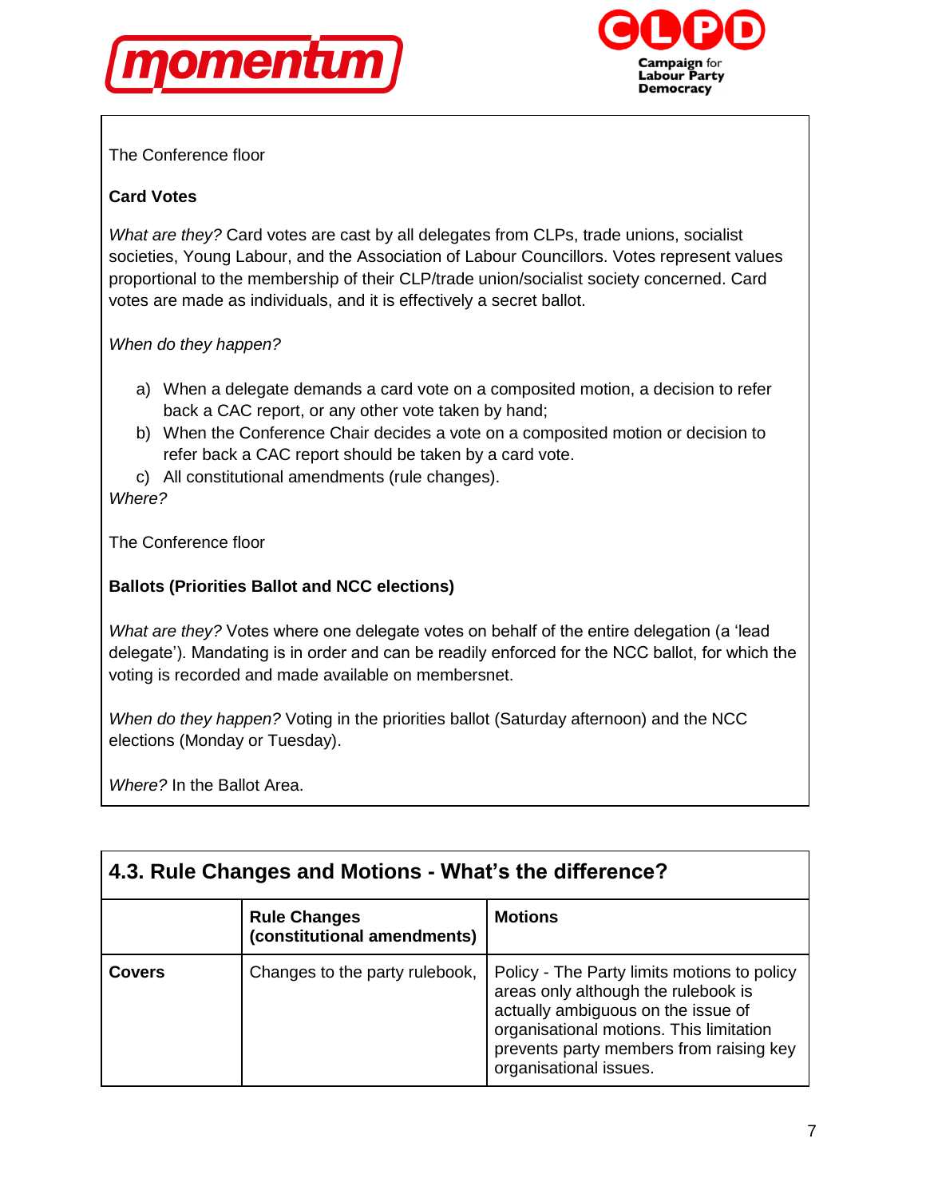The Conference floor

**Card Votes**

*What are they?* Card votes are cast by all delegates from CLPs, trade unions, socialist societies, Young Labour, and the Association of Labour Councillors. Votes represent values proportional to the membership of their CLP/trade union/socialist society concerned. Card votes are made as individuals, and it is effectively a secret ballot.

*When do they happen?*

a) When a delegate demands a card vote on a composited motion, a decision to refer back a CAC report, or any other vote taken by hand;
b) When the Conference Chair decides a vote on a composited motion or decision to refer back a CAC report should be taken by a card vote.
c) All constitutional amendments (rule changes).

*Where?*

The Conference floor

**Ballots (Priorities Ballot and NCC elections)**

*What are they?* Votes where one delegate votes on behalf of the entire delegation (a 'lead delegate'). Mandating is in order and can be readily enforced for the NCC ballot, for which the voting is recorded and made available on membersnet.

*When do they happen?* Voting in the priorities ballot (Saturday afternoon) and the NCC elections (Monday or Tuesday).

*Where?* In the Ballot Area.

## 4.3. Rule Changes and Motions - What's the difference?

| | Rule Changes (constitutional amendments) | Motions |
|---|---|---|
| **Covers** | Changes to the party rulebook, | Policy - The Party limits motions to policy areas only although the rulebook is actually ambiguous on the issue of organisational motions. This limitation prevents party members from raising key organisational issues. |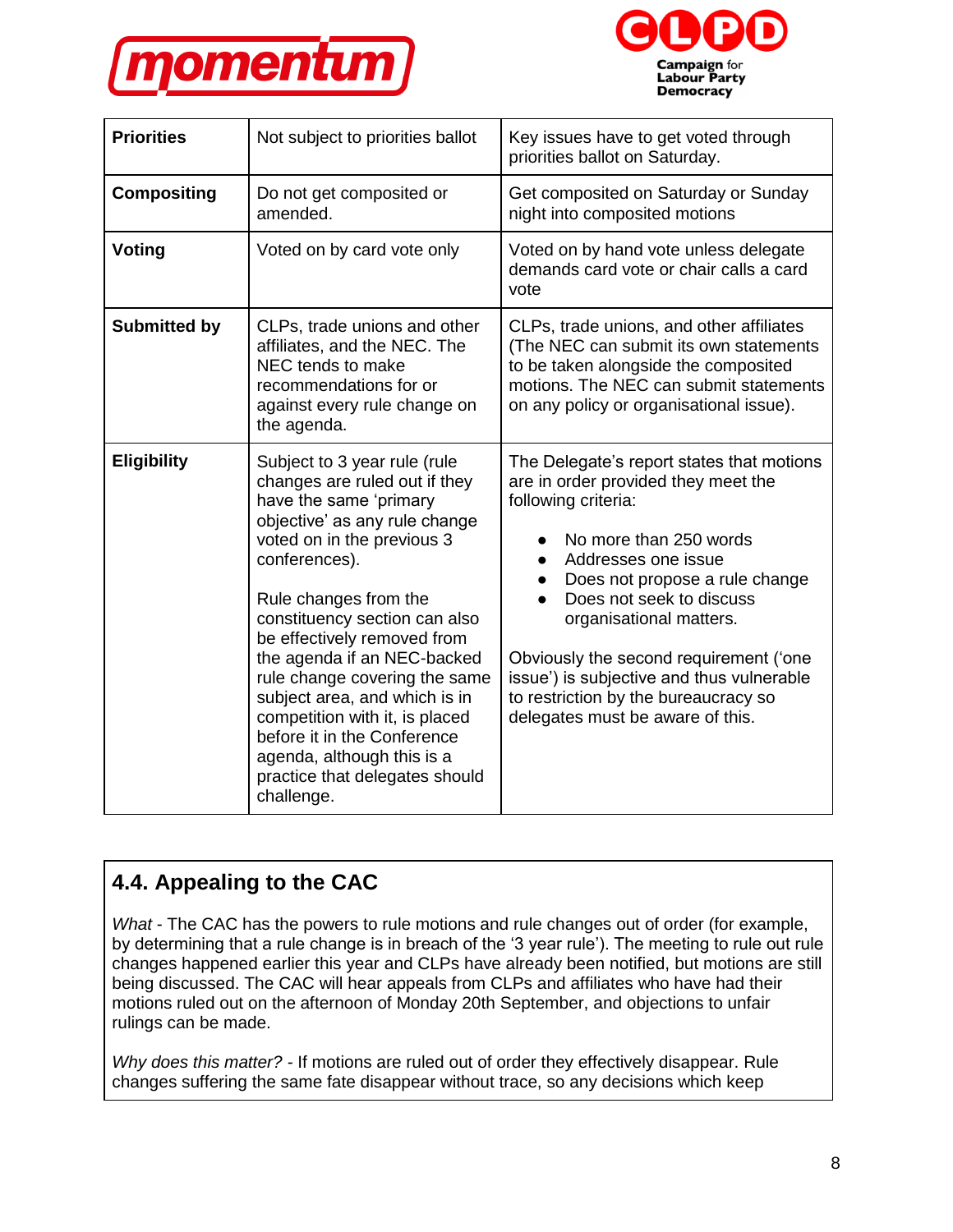| | | |
|---|---|---|
| **Priorities** | Not subject to priorities ballot | Key issues have to get voted through priorities ballot on Saturday. |
| **Compositing** | Do not get composited or amended. | Get composited on Saturday or Sunday night into composited motions |
| **Voting** | Voted on by card vote only | Voted on by hand vote unless delegate demands card vote or chair calls a card vote |
| **Submitted by** | CLPs, trade unions and other affiliates, and the NEC. The NEC tends to make recommendations for or against every rule change on the agenda. | CLPs, trade unions, and other affiliates (The NEC can submit its own statements to be taken alongside the composited motions. The NEC can submit statements on any policy or organisational issue). |
| **Eligibility** | Subject to 3 year rule (rule changes are ruled out if they have the same 'primary objective' as any rule change voted on in the previous 3 conferences).<br><br>Rule changes from the constituency section can also be effectively removed from the agenda if an NEC-backed rule change covering the same subject area, and which is in competition with it, is placed before it in the Conference agenda, although this is a practice that delegates should challenge. | The Delegate's report states that motions are in order provided they meet the following criteria:<br><br>● No more than 250 words<br>● Addresses one issue<br>● Does not propose a rule change<br>● Does not seek to discuss organisational matters.<br><br>Obviously the second requirement ('one issue') is subjective and thus vulnerable to restriction by the bureaucracy so delegates must be aware of this. |

## 4.4. Appealing to the CAC

*What* - The CAC has the powers to rule motions and rule changes out of order (for example, by determining that a rule change is in breach of the '3 year rule'). The meeting to rule out rule changes happened earlier this year and CLPs have already been notified, but motions are still being discussed. The CAC will hear appeals from CLPs and affiliates who have had their motions ruled out on the afternoon of Monday 20th September, and objections to unfair rulings can be made.

*Why does this matter?* - If motions are ruled out of order they effectively disappear. Rule changes suffering the same fate disappear without trace, so any decisions which keep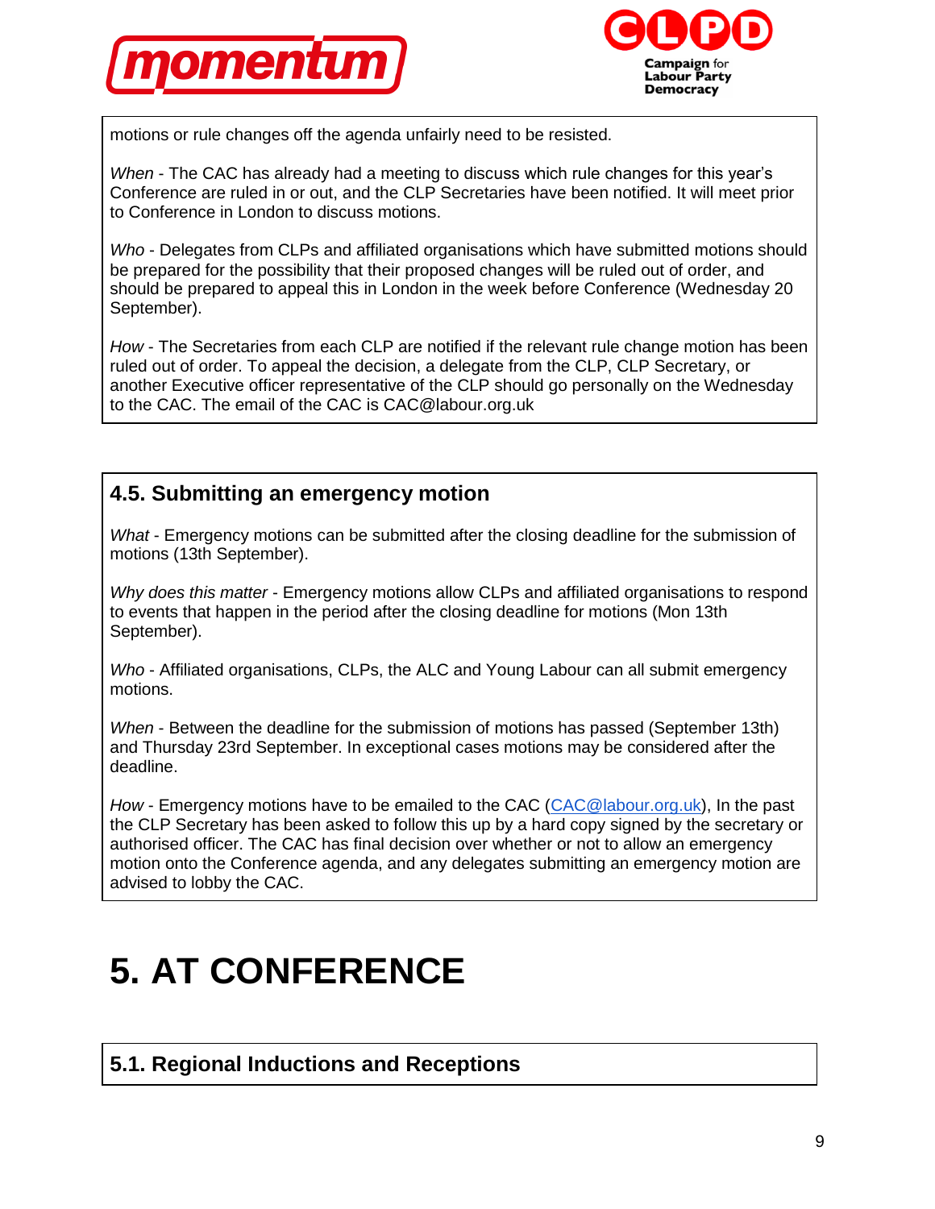motions or rule changes off the agenda unfairly need to be resisted.

*When* - The CAC has already had a meeting to discuss which rule changes for this year's Conference are ruled in or out, and the CLP Secretaries have been notified. It will meet prior to Conference in London to discuss motions.

*Who* - Delegates from CLPs and affiliated organisations which have submitted motions should be prepared for the possibility that their proposed changes will be ruled out of order, and should be prepared to appeal this in London in the week before Conference (Wednesday 20 September).

*How* - The Secretaries from each CLP are notified if the relevant rule change motion has been ruled out of order. To appeal the decision, a delegate from the CLP, CLP Secretary, or another Executive officer representative of the CLP should go personally on the Wednesday to the CAC. The email of the CAC is CAC@labour.org.uk

### 4.5. Submitting an emergency motion

*What* - Emergency motions can be submitted after the closing deadline for the submission of motions (13th September).

*Why does this matter* - Emergency motions allow CLPs and affiliated organisations to respond to events that happen in the period after the closing deadline for motions (Mon 13th September).

*Who* - Affiliated organisations, CLPs, the ALC and Young Labour can all submit emergency motions.

*When* - Between the deadline for the submission of motions has passed (September 13th) and Thursday 23rd September. In exceptional cases motions may be considered after the deadline.

*How* - Emergency motions have to be emailed to the CAC (CAC@labour.org.uk), In the past the CLP Secretary has been asked to follow this up by a hard copy signed by the secretary or authorised officer. The CAC has final decision over whether or not to allow an emergency motion onto the Conference agenda, and any delegates submitting an emergency motion are advised to lobby the CAC.

# 5. AT CONFERENCE

### 5.1. Regional Inductions and Receptions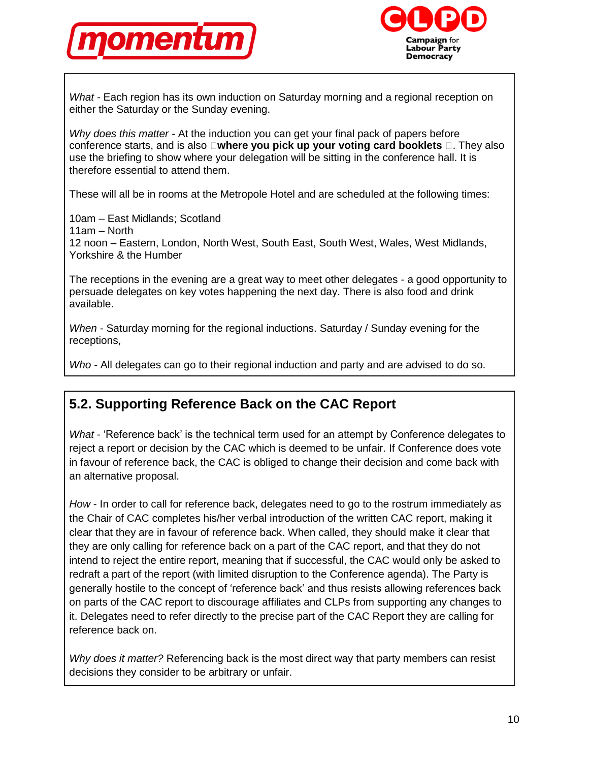*What* - Each region has its own induction on Saturday morning and a regional reception on either the Saturday or the Sunday evening.

*Why does this matter* - At the induction you can get your final pack of papers before conference starts, and is also **where you pick up your voting card booklets**. They also use the briefing to show where your delegation will be sitting in the conference hall. It is therefore essential to attend them.

These will all be in rooms at the Metropole Hotel and are scheduled at the following times:

10am – East Midlands; Scotland
11am – North
12 noon – Eastern, London, North West, South East, South West, Wales, West Midlands, Yorkshire & the Humber

The receptions in the evening are a great way to meet other delegates - a good opportunity to persuade delegates on key votes happening the next day. There is also food and drink available.

*When* - Saturday morning for the regional inductions. Saturday / Sunday evening for the receptions,

*Who* - All delegates can go to their regional induction and party and are advised to do so.

## 5.2. Supporting Reference Back on the CAC Report

*What* - 'Reference back' is the technical term used for an attempt by Conference delegates to reject a report or decision by the CAC which is deemed to be unfair. If Conference does vote in favour of reference back, the CAC is obliged to change their decision and come back with an alternative proposal.

*How* - In order to call for reference back, delegates need to go to the rostrum immediately as the Chair of CAC completes his/her verbal introduction of the written CAC report, making it clear that they are in favour of reference back. When called, they should make it clear that they are only calling for reference back on a part of the CAC report, and that they do not intend to reject the entire report, meaning that if successful, the CAC would only be asked to redraft a part of the report (with limited disruption to the Conference agenda). The Party is generally hostile to the concept of 'reference back' and thus resists allowing references back on parts of the CAC report to discourage affiliates and CLPs from supporting any changes to it. Delegates need to refer directly to the precise part of the CAC Report they are calling for reference back on.

*Why does it matter?* Referencing back is the most direct way that party members can resist decisions they consider to be arbitrary or unfair.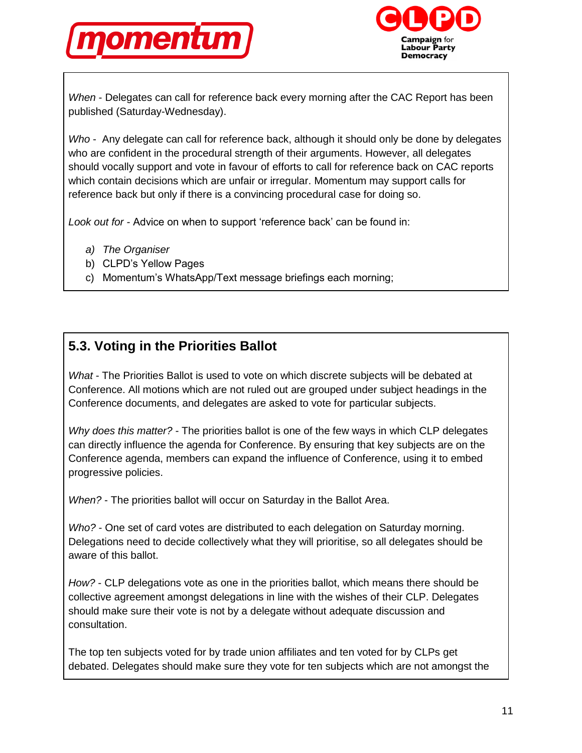*When* - Delegates can call for reference back every morning after the CAC Report has been published (Saturday-Wednesday).

*Who* - Any delegate can call for reference back, although it should only be done by delegates who are confident in the procedural strength of their arguments. However, all delegates should vocally support and vote in favour of efforts to call for reference back on CAC reports which contain decisions which are unfair or irregular. Momentum may support calls for reference back but only if there is a convincing procedural case for doing so.

*Look out for* - Advice on when to support 'reference back' can be found in:

a) *The Organiser*
b) CLPD's Yellow Pages
c) Momentum's WhatsApp/Text message briefings each morning;

## 5.3. Voting in the Priorities Ballot

*What* - The Priorities Ballot is used to vote on which discrete subjects will be debated at Conference. All motions which are not ruled out are grouped under subject headings in the Conference documents, and delegates are asked to vote for particular subjects.

*Why does this matter?* - The priorities ballot is one of the few ways in which CLP delegates can directly influence the agenda for Conference. By ensuring that key subjects are on the Conference agenda, members can expand the influence of Conference, using it to embed progressive policies.

*When?* - The priorities ballot will occur on Saturday in the Ballot Area.

*Who?* - One set of card votes are distributed to each delegation on Saturday morning. Delegations need to decide collectively what they will prioritise, so all delegates should be aware of this ballot.

*How?* - CLP delegations vote as one in the priorities ballot, which means there should be collective agreement amongst delegations in line with the wishes of their CLP. Delegates should make sure their vote is not by a delegate without adequate discussion and consultation.

The top ten subjects voted for by trade union affiliates and ten voted for by CLPs get debated. Delegates should make sure they vote for ten subjects which are not amongst the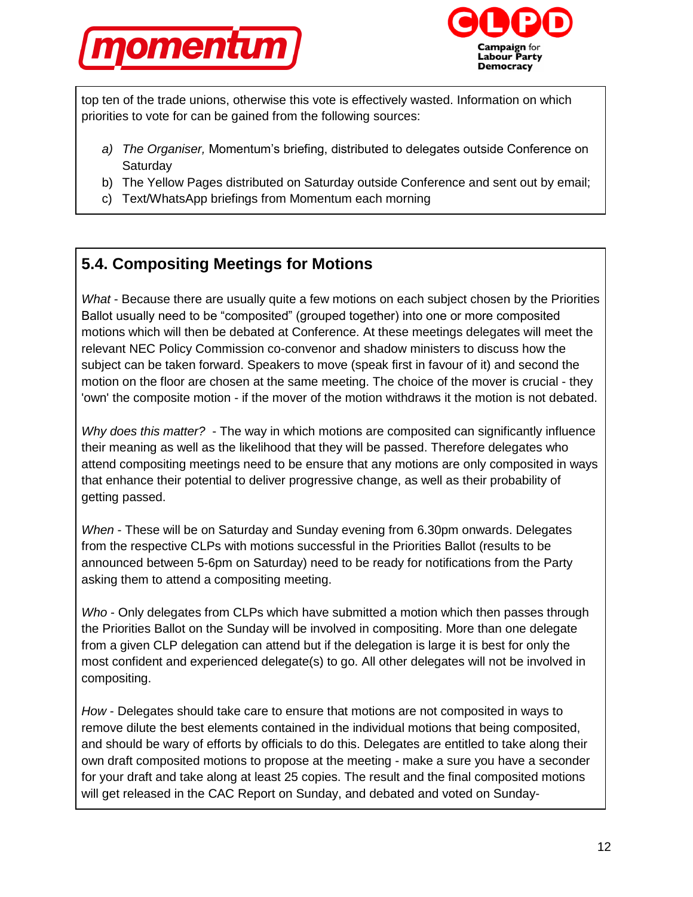top ten of the trade unions, otherwise this vote is effectively wasted. Information on which priorities to vote for can be gained from the following sources:

a) *The Organiser,* Momentum's briefing, distributed to delegates outside Conference on Saturday
b) The Yellow Pages distributed on Saturday outside Conference and sent out by email;
c) Text/WhatsApp briefings from Momentum each morning

## 5.4. Compositing Meetings for Motions

*What* - Because there are usually quite a few motions on each subject chosen by the Priorities Ballot usually need to be "composited" (grouped together) into one or more composited motions which will then be debated at Conference. At these meetings delegates will meet the relevant NEC Policy Commission co-convenor and shadow ministers to discuss how the subject can be taken forward. Speakers to move (speak first in favour of it) and second the motion on the floor are chosen at the same meeting. The choice of the mover is crucial - they 'own' the composite motion - if the mover of the motion withdraws it the motion is not debated.

*Why does this matter?* - The way in which motions are composited can significantly influence their meaning as well as the likelihood that they will be passed. Therefore delegates who attend compositing meetings need to be ensure that any motions are only composited in ways that enhance their potential to deliver progressive change, as well as their probability of getting passed.

*When* - These will be on Saturday and Sunday evening from 6.30pm onwards. Delegates from the respective CLPs with motions successful in the Priorities Ballot (results to be announced between 5-6pm on Saturday) need to be ready for notifications from the Party asking them to attend a compositing meeting.

*Who* - Only delegates from CLPs which have submitted a motion which then passes through the Priorities Ballot on the Sunday will be involved in compositing. More than one delegate from a given CLP delegation can attend but if the delegation is large it is best for only the most confident and experienced delegate(s) to go. All other delegates will not be involved in compositing.

*How* - Delegates should take care to ensure that motions are not composited in ways to remove dilute the best elements contained in the individual motions that being composited, and should be wary of efforts by officials to do this. Delegates are entitled to take along their own draft composited motions to propose at the meeting - make a sure you have a seconder for your draft and take along at least 25 copies. The result and the final composited motions will get released in the CAC Report on Sunday, and debated and voted on Sunday-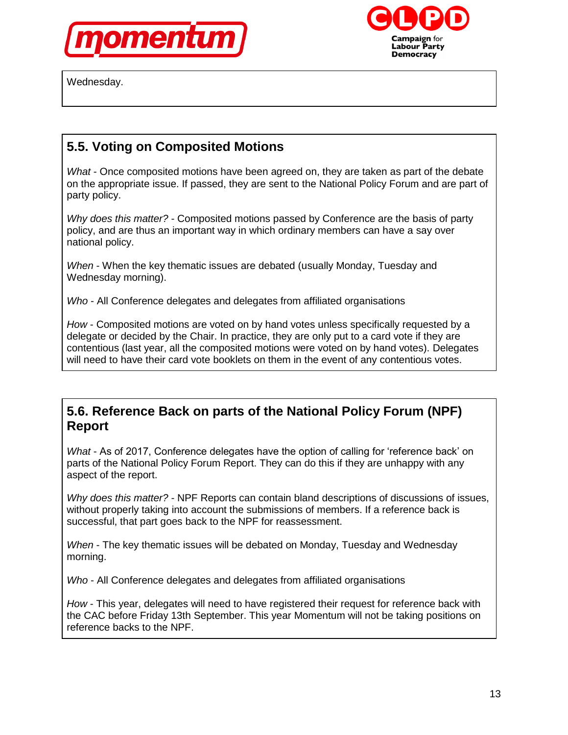Wednesday.

## 5.5. Voting on Composited Motions

*What* - Once composited motions have been agreed on, they are taken as part of the debate on the appropriate issue. If passed, they are sent to the National Policy Forum and are part of party policy.

*Why does this matter?* - Composited motions passed by Conference are the basis of party policy, and are thus an important way in which ordinary members can have a say over national policy.

*When* - When the key thematic issues are debated (usually Monday, Tuesday and Wednesday morning).

*Who* - All Conference delegates and delegates from affiliated organisations

*How* - Composited motions are voted on by hand votes unless specifically requested by a delegate or decided by the Chair. In practice, they are only put to a card vote if they are contentious (last year, all the composited motions were voted on by hand votes). Delegates will need to have their card vote booklets on them in the event of any contentious votes.

## 5.6. Reference Back on parts of the National Policy Forum (NPF) Report

*What* - As of 2017, Conference delegates have the option of calling for 'reference back' on parts of the National Policy Forum Report. They can do this if they are unhappy with any aspect of the report.

*Why does this matter?* - NPF Reports can contain bland descriptions of discussions of issues, without properly taking into account the submissions of members. If a reference back is successful, that part goes back to the NPF for reassessment.

*When* - The key thematic issues will be debated on Monday, Tuesday and Wednesday morning.

*Who* - All Conference delegates and delegates from affiliated organisations

*How* - This year, delegates will need to have registered their request for reference back with the CAC before Friday 13th September. This year Momentum will not be taking positions on reference backs to the NPF.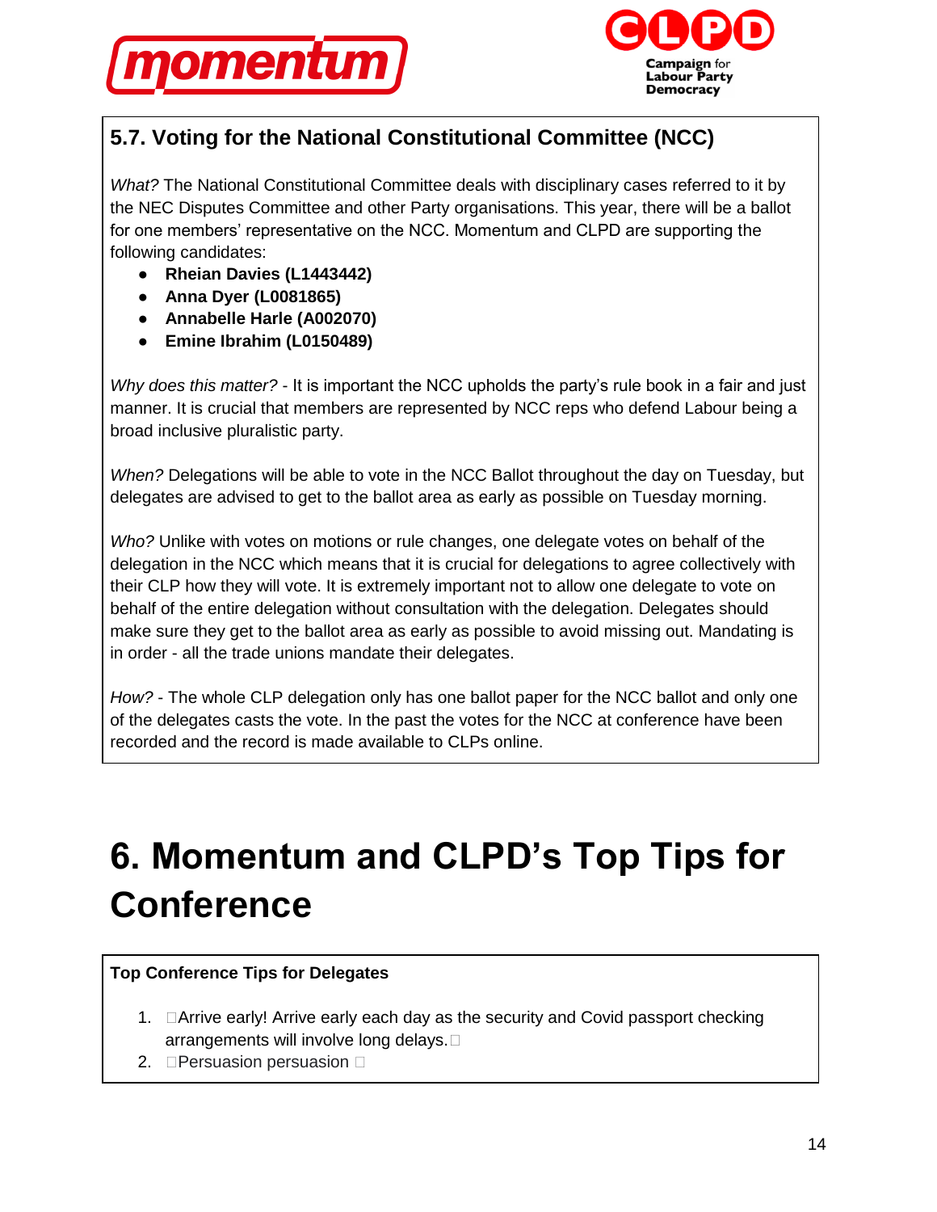### 5.7. Voting for the National Constitutional Committee (NCC)

*What?* The National Constitutional Committee deals with disciplinary cases referred to it by the NEC Disputes Committee and other Party organisations. This year, there will be a ballot for one members' representative on the NCC. Momentum and CLPD are supporting the following candidates:

- **Rheian Davies (L1443442)**
- **Anna Dyer (L0081865)**
- **Annabelle Harle (A002070)**
- **Emine Ibrahim (L0150489)**

*Why does this matter?* - It is important the NCC upholds the party's rule book in a fair and just manner. It is crucial that members are represented by NCC reps who defend Labour being a broad inclusive pluralistic party.

*When?* Delegations will be able to vote in the NCC Ballot throughout the day on Tuesday, but delegates are advised to get to the ballot area as early as possible on Tuesday morning.

*Who?* Unlike with votes on motions or rule changes, one delegate votes on behalf of the delegation in the NCC which means that it is crucial for delegations to agree collectively with their CLP how they will vote. It is extremely important not to allow one delegate to vote on behalf of the entire delegation without consultation with the delegation. Delegates should make sure they get to the ballot area as early as possible to avoid missing out. Mandating is in order - all the trade unions mandate their delegates.

*How?* - The whole CLP delegation only has one ballot paper for the NCC ballot and only one of the delegates casts the vote. In the past the votes for the NCC at conference have been recorded and the record is made available to CLPs online.

# 6. Momentum and CLPD's Top Tips for Conference

**Top Conference Tips for Delegates**

1. Arrive early! Arrive early each day as the security and Covid passport checking arrangements will involve long delays.
2. Persuasion persuasion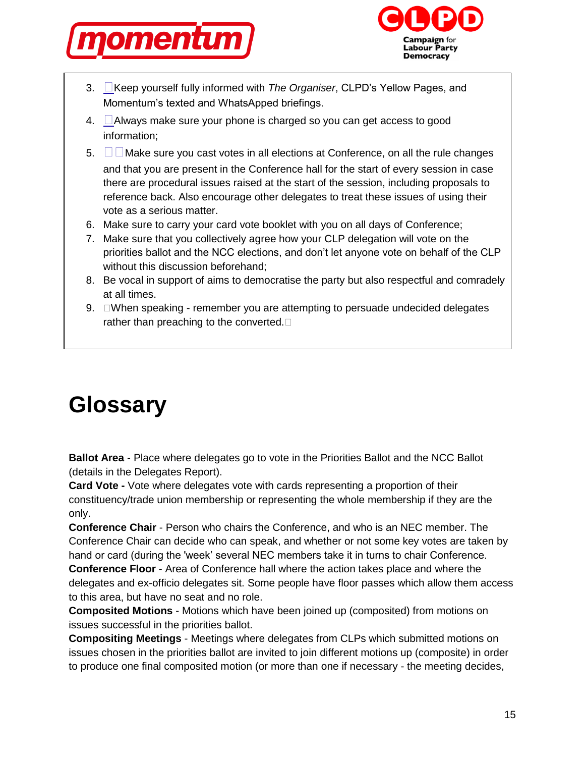3. Keep yourself fully informed with *The Organiser*, CLPD's Yellow Pages, and Momentum's texted and WhatsApped briefings.
4. Always make sure your phone is charged so you can get access to good information;
5. Make sure you cast votes in all elections at Conference, on all the rule changes and that you are present in the Conference hall for the start of every session in case there are procedural issues raised at the start of the session, including proposals to reference back. Also encourage other delegates to treat these issues of using their vote as a serious matter.
6. Make sure to carry your card vote booklet with you on all days of Conference;
7. Make sure that you collectively agree how your CLP delegation will vote on the priorities ballot and the NCC elections, and don't let anyone vote on behalf of the CLP without this discussion beforehand;
8. Be vocal in support of aims to democratise the party but also respectful and comradely at all times.
9. When speaking - remember you are attempting to persuade undecided delegates rather than preaching to the converted.

# Glossary

**Ballot Area** - Place where delegates go to vote in the Priorities Ballot and the NCC Ballot (details in the Delegates Report).
**Card Vote -** Vote where delegates vote with cards representing a proportion of their constituency/trade union membership or representing the whole membership if they are the only.
**Conference Chair** - Person who chairs the Conference, and who is an NEC member. The Conference Chair can decide who can speak, and whether or not some key votes are taken by hand or card (during the 'week' several NEC members take it in turns to chair Conference.
**Conference Floor** - Area of Conference hall where the action takes place and where the delegates and ex-officio delegates sit. Some people have floor passes which allow them access to this area, but have no seat and no role.
**Composited Motions** - Motions which have been joined up (composited) from motions on issues successful in the priorities ballot.
**Compositing Meetings** - Meetings where delegates from CLPs which submitted motions on issues chosen in the priorities ballot are invited to join different motions up (composite) in order to produce one final composited motion (or more than one if necessary - the meeting decides,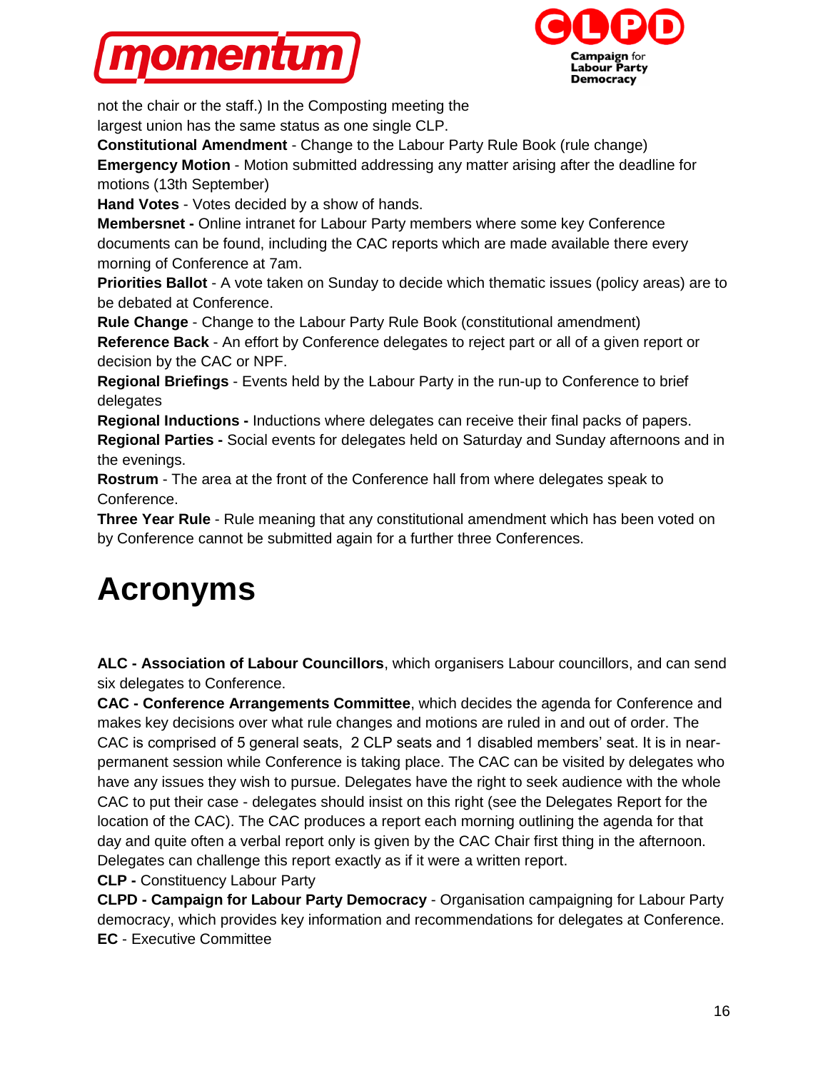not the chair or the staff.) In the Composting meeting the largest union has the same status as one single CLP.

**Constitutional Amendment** - Change to the Labour Party Rule Book (rule change)

**Emergency Motion** - Motion submitted addressing any matter arising after the deadline for motions (13th September)

**Hand Votes** - Votes decided by a show of hands.

**Membersnet -** Online intranet for Labour Party members where some key Conference documents can be found, including the CAC reports which are made available there every morning of Conference at 7am.

**Priorities Ballot** - A vote taken on Sunday to decide which thematic issues (policy areas) are to be debated at Conference.

**Rule Change** - Change to the Labour Party Rule Book (constitutional amendment)

**Reference Back** - An effort by Conference delegates to reject part or all of a given report or decision by the CAC or NPF.

**Regional Briefings** - Events held by the Labour Party in the run-up to Conference to brief delegates

**Regional Inductions -** Inductions where delegates can receive their final packs of papers.

**Regional Parties -** Social events for delegates held on Saturday and Sunday afternoons and in the evenings.

**Rostrum** - The area at the front of the Conference hall from where delegates speak to Conference.

**Three Year Rule** - Rule meaning that any constitutional amendment which has been voted on by Conference cannot be submitted again for a further three Conferences.

# Acronyms

**ALC - Association of Labour Councillors**, which organisers Labour councillors, and can send six delegates to Conference.

**CAC - Conference Arrangements Committee**, which decides the agenda for Conference and makes key decisions over what rule changes and motions are ruled in and out of order. The CAC is comprised of 5 general seats, 2 CLP seats and 1 disabled members' seat. It is in near-permanent session while Conference is taking place. The CAC can be visited by delegates who have any issues they wish to pursue. Delegates have the right to seek audience with the whole CAC to put their case - delegates should insist on this right (see the Delegates Report for the location of the CAC). The CAC produces a report each morning outlining the agenda for that day and quite often a verbal report only is given by the CAC Chair first thing in the afternoon. Delegates can challenge this report exactly as if it were a written report.

**CLP -** Constituency Labour Party

**CLPD - Campaign for Labour Party Democracy** - Organisation campaigning for Labour Party democracy, which provides key information and recommendations for delegates at Conference.

**EC** - Executive Committee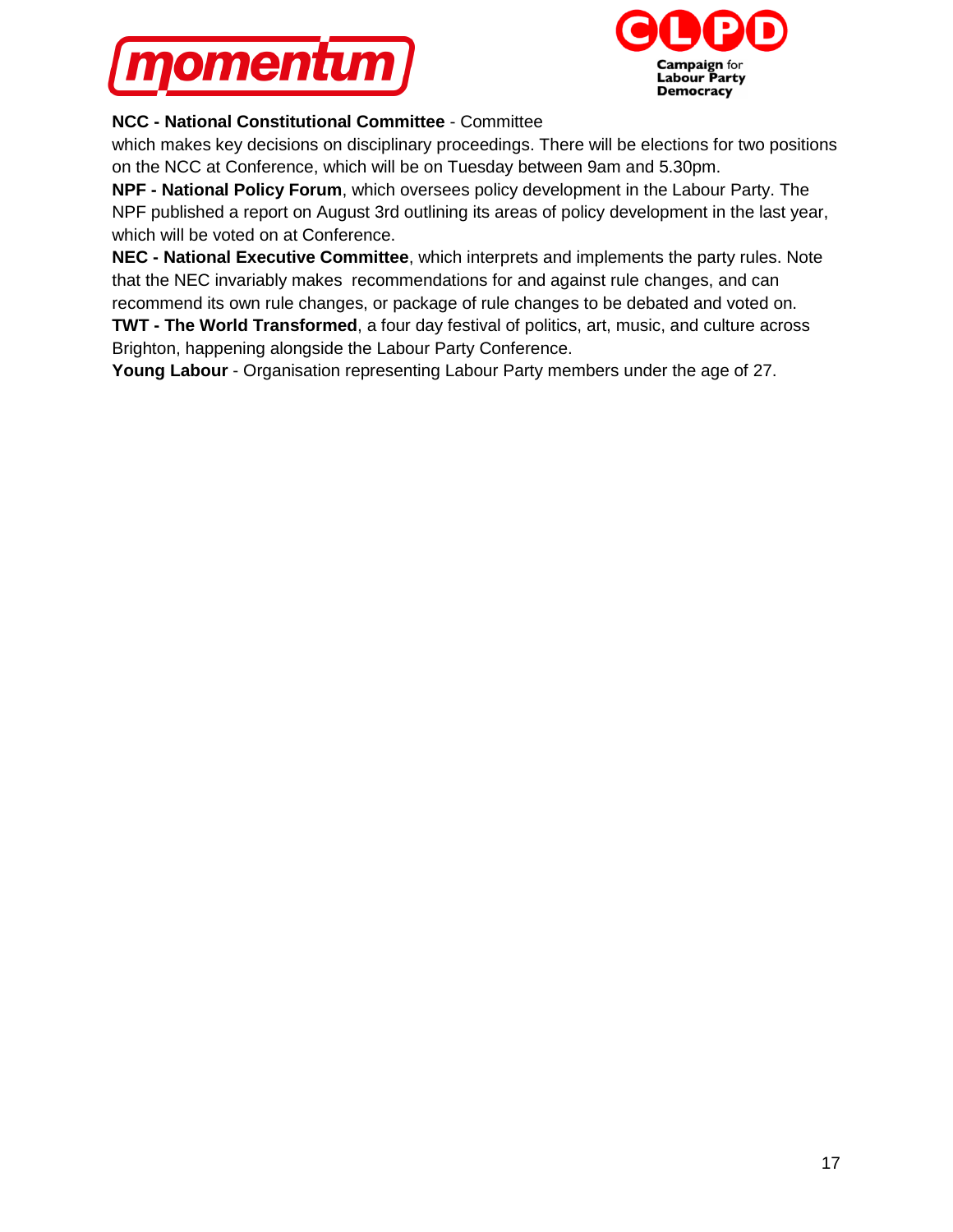**NCC - National Constitutional Committee** - Committee which makes key decisions on disciplinary proceedings. There will be elections for two positions on the NCC at Conference, which will be on Tuesday between 9am and 5.30pm.

**NPF - National Policy Forum**, which oversees policy development in the Labour Party. The NPF published a report on August 3rd outlining its areas of policy development in the last year, which will be voted on at Conference.

**NEC - National Executive Committee**, which interprets and implements the party rules. Note that the NEC invariably makes recommendations for and against rule changes, and can recommend its own rule changes, or package of rule changes to be debated and voted on.

**TWT - The World Transformed**, a four day festival of politics, art, music, and culture across Brighton, happening alongside the Labour Party Conference.

**Young Labour** - Organisation representing Labour Party members under the age of 27.